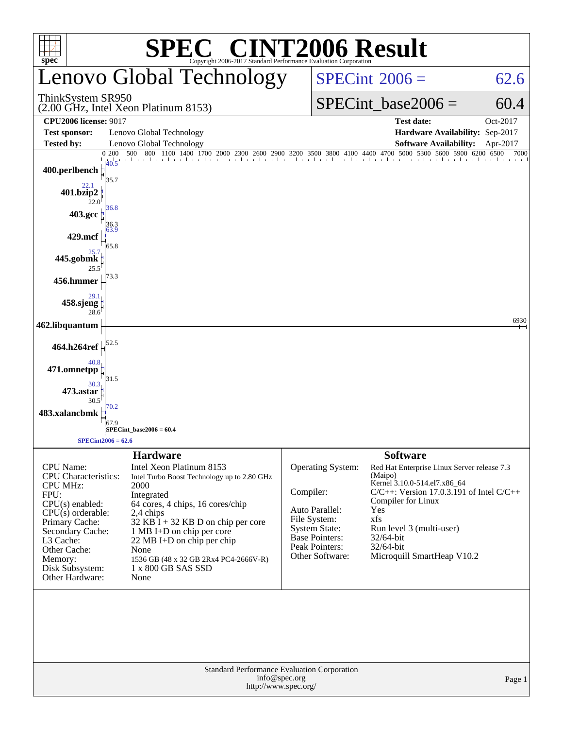# SPEC® CINT2006 Result

Copyright 2006-2017 Standard Performance Evaluation Corporation

## Lenovo Global Technology

ThinkSystem SR950
(2.00 GHz, Intel Xeon Platinum 8153)

SPECint_2006 = 62.6

SPECint_base2006 = 60.4

| | | | |
|---|---|---|---|
| **CPU2006 license:** 9017 | | **Test date:** | Oct-2017 |
| **Test sponsor:** | Lenovo Global Technology | **Hardware Availability:** | Sep-2017 |
| **Tested by:** | Lenovo Global Technology | **Software Availability:** | Apr-2017 |

| Benchmark | Peak | Base |
|---|---|---|
| 400.perlbench | 40.5 | 35.7 |
| 401.bzip2 | 22.1 | 22.0 |
| 403.gcc | 36.8 | 36.3 |
| 429.mcf | 63.9 | 65.8 |
| 445.gobmk | 25.7 | 25.5 |
| 456.hmmer | | 73.3 |
| 458.sjeng | 29.1 | 28.6 |
| 462.libquantum | | 6930 |
| 464.h264ref | | 52.5 |
| 471.omnetpp | 40.8 | 31.5 |
| 473.astar | 30.3 | 30.5 |
| 483.xalancbmk | 70.2 | 67.9 |

SPECint_base2006 = 60.4

SPECint2006 = 62.6

### Hardware

| | |
|---|---|
| CPU Name: | Intel Xeon Platinum 8153 |
| CPU Characteristics: | Intel Turbo Boost Technology up to 2.80 GHz |
| CPU MHz: | 2000 |
| FPU: | Integrated |
| CPU(s) enabled: | 64 cores, 4 chips, 16 cores/chip |
| CPU(s) orderable: | 2,4 chips |
| Primary Cache: | 32 KB I + 32 KB D on chip per core |
| Secondary Cache: | 1 MB I+D on chip per core |
| L3 Cache: | 22 MB I+D on chip per chip |
| Other Cache: | None |
| Memory: | 1536 GB (48 x 32 GB 2Rx4 PC4-2666V-R) |
| Disk Subsystem: | 1 x 800 GB SAS SSD |
| Other Hardware: | None |

### Software

| | |
|---|---|
| Operating System: | Red Hat Enterprise Linux Server release 7.3 (Maipo) Kernel 3.10.0-514.el7.x86_64 |
| Compiler: | C/C++: Version 17.0.3.191 of Intel C/C++ Compiler for Linux |
| Auto Parallel: | Yes |
| File System: | xfs |
| System State: | Run level 3 (multi-user) |
| Base Pointers: | 32/64-bit |
| Peak Pointers: | 32/64-bit |
| Other Software: | Microquill SmartHeap V10.2 |

Standard Performance Evaluation Corporation
info@spec.org
http://www.spec.org/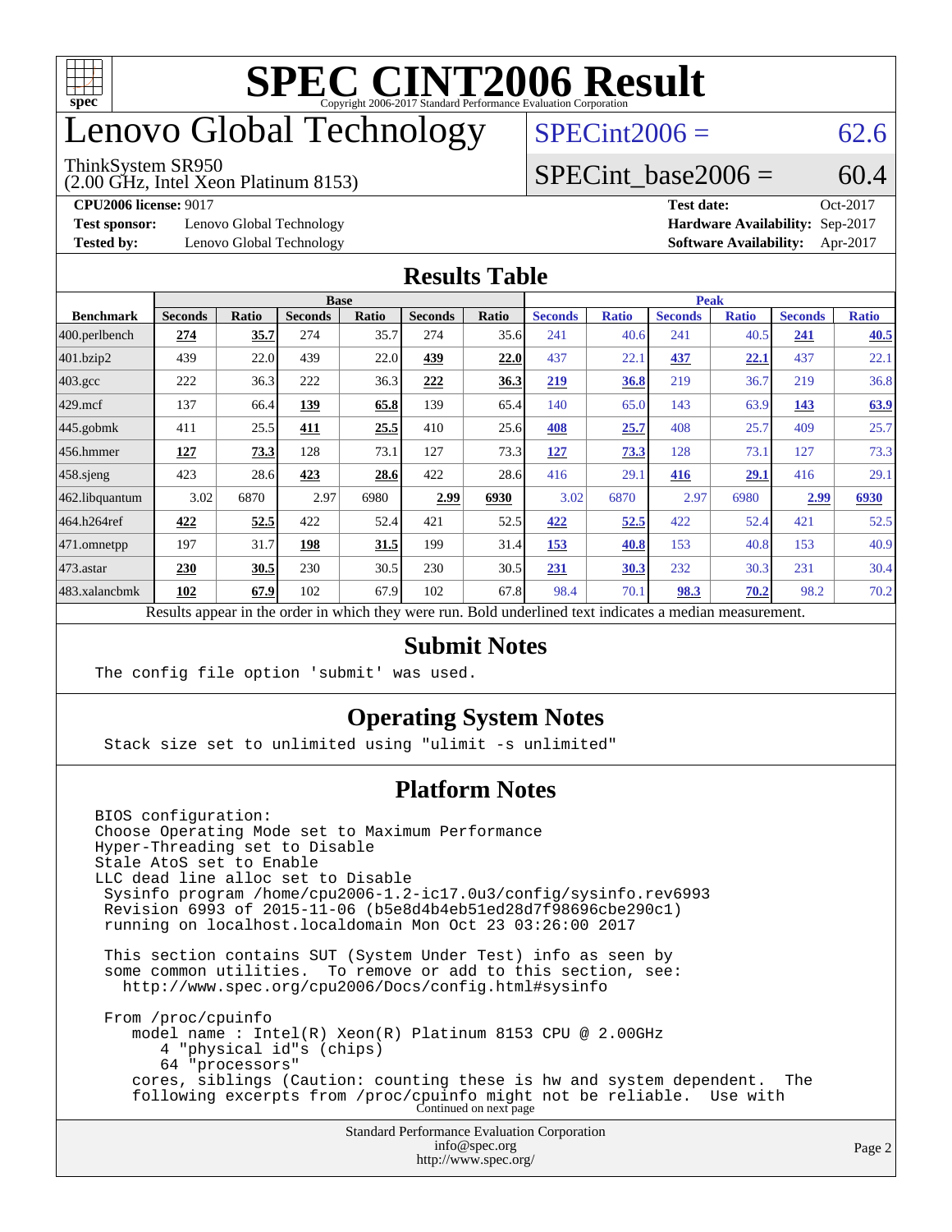# SPEC CINT2006 Result

Copyright 2006-2017 Standard Performance Evaluation Corporation

# Lenovo Global Technology

ThinkSystem SR950
(2.00 GHz, Intel Xeon Platinum 8153)

SPECint2006 = 62.6

SPECint_base2006 = 60.4

**CPU2006 license:** 9017
**Test sponsor:** Lenovo Global Technology
**Tested by:** Lenovo Global Technology

**Test date:** Oct-2017
**Hardware Availability:** Sep-2017
**Software Availability:** Apr-2017

## Results Table

| Benchmark | Base | | | | | | Peak | | | | | |
|---|---|---|---|---|---|---|---|---|---|---|---|---|
| | Seconds | Ratio | Seconds | Ratio | Seconds | Ratio | Seconds | Ratio | Seconds | Ratio | Seconds | Ratio |
| 400.perlbench | **274** | **35.7** | 274 | 35.7 | 274 | 35.6 | 241 | 40.6 | 241 | 40.5 | **241** | **40.5** |
| 401.bzip2 | 439 | 22.0 | 439 | 22.0 | **439** | **22.0** | 437 | 22.1 | **437** | **22.1** | 437 | 22.1 |
| 403.gcc | 222 | 36.3 | 222 | 36.3 | **222** | **36.3** | **219** | **36.8** | 219 | 36.7 | 219 | 36.8 |
| 429.mcf | 137 | 66.4 | **139** | **65.8** | 139 | 65.4 | 140 | 65.0 | 143 | 63.9 | **143** | **63.9** |
| 445.gobmk | 411 | 25.5 | **411** | **25.5** | 410 | 25.6 | **408** | **25.7** | 408 | 25.7 | 409 | 25.7 |
| 456.hmmer | **127** | **73.3** | 128 | 73.1 | 127 | 73.3 | **127** | **73.3** | 128 | 73.1 | 127 | 73.3 |
| 458.sjeng | 423 | 28.6 | **423** | **28.6** | 422 | 28.6 | 416 | 29.1 | **416** | **29.1** | 416 | 29.1 |
| 462.libquantum | 3.02 | 6870 | 2.97 | 6980 | **2.99** | **6930** | 3.02 | 6870 | 2.97 | 6980 | **2.99** | **6930** |
| 464.h264ref | **422** | **52.5** | 422 | 52.4 | 421 | 52.5 | **422** | **52.5** | 422 | 52.4 | 421 | 52.5 |
| 471.omnetpp | 197 | 31.7 | **198** | **31.5** | 199 | 31.4 | **153** | **40.8** | 153 | 40.8 | 153 | 40.9 |
| 473.astar | **230** | **30.5** | 230 | 30.5 | 230 | 30.5 | **231** | **30.3** | 232 | 30.3 | 231 | 30.4 |
| 483.xalancbmk | **102** | **67.9** | 102 | 67.9 | 102 | 67.8 | 98.4 | 70.1 | **98.3** | **70.2** | 98.2 | 70.2 |

Results appear in the order in which they were run. Bold underlined text indicates a median measurement.

## Submit Notes

```
The config file option 'submit' was used.
```

## Operating System Notes

```
Stack size set to unlimited using "ulimit -s unlimited"
```

## Platform Notes

```
BIOS configuration:
Choose Operating Mode set to Maximum Performance
Hyper-Threading set to Disable
Stale AtoS set to Enable
LLC dead line alloc set to Disable
 Sysinfo program /home/cpu2006-1.2-ic17.0u3/config/sysinfo.rev6993
 Revision 6993 of 2015-11-06 (b5e8d4b4eb51ed28d7f98696cbe290c1)
 running on localhost.localdomain Mon Oct 23 03:26:00 2017

 This section contains SUT (System Under Test) info as seen by
 some common utilities.  To remove or add to this section, see:
   http://www.spec.org/cpu2006/Docs/config.html#sysinfo

 From /proc/cpuinfo
    model name : Intel(R) Xeon(R) Platinum 8153 CPU @ 2.00GHz
       4 "physical id"s (chips)
       64 "processors"
    cores, siblings (Caution: counting these is hw and system dependent.  The
    following excerpts from /proc/cpuinfo might not be reliable.  Use with
```

Continued on next page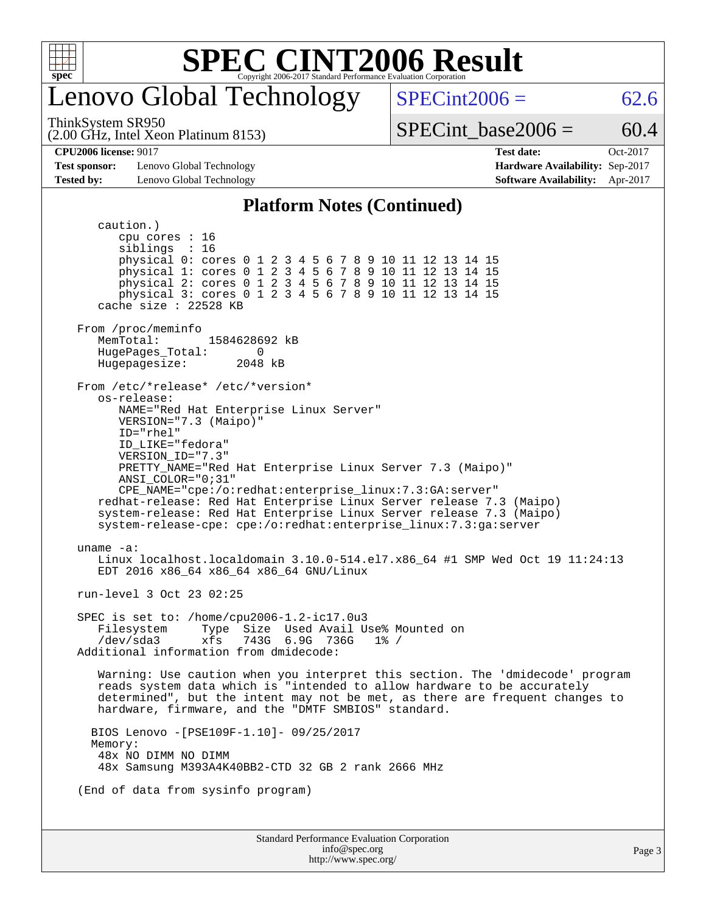# SPEC CINT2006 Result

Copyright 2006-2017 Standard Performance Evaluation Corporation

# Lenovo Global Technology

ThinkSystem SR950
(2.00 GHz, Intel Xeon Platinum 8153)

SPECint2006 = 62.6

SPECint_base2006 = 60.4

| **CPU2006 license:** 9017 | | **Test date:** | Oct-2017 |
|---|---|---|---|
| **Test sponsor:** | Lenovo Global Technology | **Hardware Availability:** | Sep-2017 |
| **Tested by:** | Lenovo Global Technology | **Software Availability:** | Apr-2017 |

## Platform Notes (Continued)

```
      caution.)
         cpu cores : 16
         siblings  : 16
         physical 0: cores 0 1 2 3 4 5 6 7 8 9 10 11 12 13 14 15
         physical 1: cores 0 1 2 3 4 5 6 7 8 9 10 11 12 13 14 15
         physical 2: cores 0 1 2 3 4 5 6 7 8 9 10 11 12 13 14 15
         physical 3: cores 0 1 2 3 4 5 6 7 8 9 10 11 12 13 14 15
      cache size : 22528 KB

   From /proc/meminfo
      MemTotal:       1584628692 kB
      HugePages_Total:       0
      Hugepagesize:       2048 kB

   From /etc/*release* /etc/*version*
      os-release:
         NAME="Red Hat Enterprise Linux Server"
         VERSION="7.3 (Maipo)"
         ID="rhel"
         ID_LIKE="fedora"
         VERSION_ID="7.3"
         PRETTY_NAME="Red Hat Enterprise Linux Server 7.3 (Maipo)"
         ANSI_COLOR="0;31"
         CPE_NAME="cpe:/o:redhat:enterprise_linux:7.3:GA:server"
      redhat-release: Red Hat Enterprise Linux Server release 7.3 (Maipo)
      system-release: Red Hat Enterprise Linux Server release 7.3 (Maipo)
      system-release-cpe: cpe:/o:redhat:enterprise_linux:7.3:ga:server

   uname -a:
      Linux localhost.localdomain 3.10.0-514.el7.x86_64 #1 SMP Wed Oct 19 11:24:13
      EDT 2016 x86_64 x86_64 x86_64 GNU/Linux

   run-level 3 Oct 23 02:25

   SPEC is set to: /home/cpu2006-1.2-ic17.0u3
      Filesystem     Type  Size  Used Avail Use% Mounted on
      /dev/sda3      xfs   743G  6.9G  736G   1% /
   Additional information from dmidecode:

      Warning: Use caution when you interpret this section. The 'dmidecode' program
      reads system data which is "intended to allow hardware to be accurately
      determined", but the intent may not be met, as there are frequent changes to
      hardware, firmware, and the "DMTF SMBIOS" standard.

     BIOS Lenovo -[PSE109F-1.10]- 09/25/2017
     Memory:
      48x NO DIMM NO DIMM
      48x Samsung M393A4K40BB2-CTD 32 GB 2 rank 2666 MHz

   (End of data from sysinfo program)
```

Standard Performance Evaluation Corporation
info@spec.org
http://www.spec.org/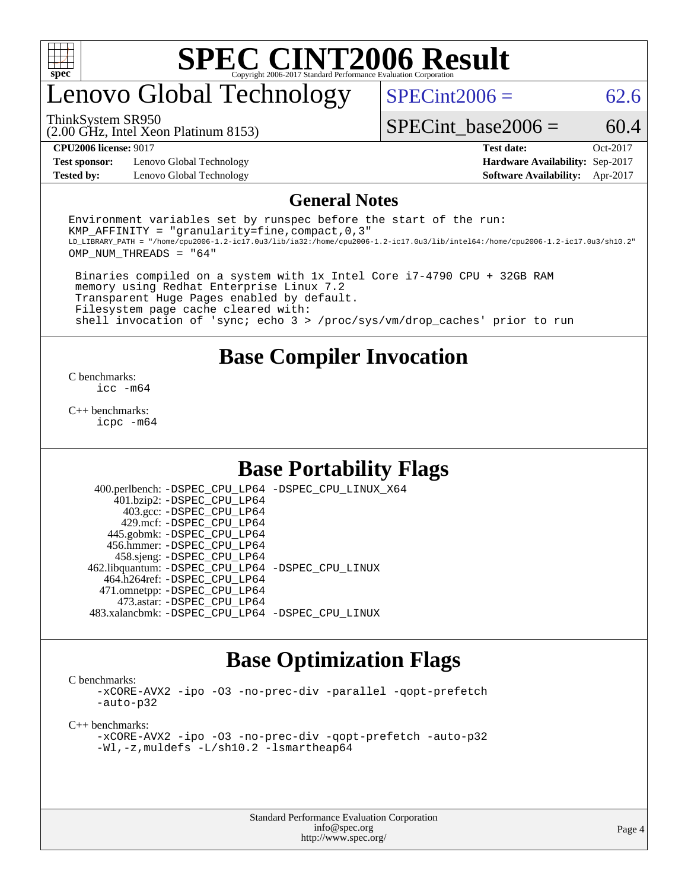# SPEC CINT2006 Result

Copyright 2006-2017 Standard Performance Evaluation Corporation

# Lenovo Global Technology

ThinkSystem SR950
(2.00 GHz, Intel Xeon Platinum 8153)

SPECint2006 = 62.6

SPECint_base2006 = 60.4

**CPU2006 license:** 9017
**Test sponsor:** Lenovo Global Technology
**Tested by:** Lenovo Global Technology

**Test date:** Oct-2017
**Hardware Availability:** Sep-2017
**Software Availability:** Apr-2017

## General Notes

```
Environment variables set by runspec before the start of the run:
KMP_AFFINITY = "granularity=fine,compact,0,3"
LD_LIBRARY_PATH = "/home/cpu2006-1.2-ic17.0u3/lib/ia32:/home/cpu2006-1.2-ic17.0u3/lib/intel64:/home/cpu2006-1.2-ic17.0u3/sh10.2"
OMP_NUM_THREADS = "64"

 Binaries compiled on a system with 1x Intel Core i7-4790 CPU + 32GB RAM
 memory using Redhat Enterprise Linux 7.2
 Transparent Huge Pages enabled by default.
 Filesystem page cache cleared with:
 shell invocation of 'sync; echo 3 > /proc/sys/vm/drop_caches' prior to run
```

## Base Compiler Invocation

C benchmarks:
icc -m64

C++ benchmarks:
icpc -m64

## Base Portability Flags

400.perlbench: -DSPEC_CPU_LP64 -DSPEC_CPU_LINUX_X64
401.bzip2: -DSPEC_CPU_LP64
403.gcc: -DSPEC_CPU_LP64
429.mcf: -DSPEC_CPU_LP64
445.gobmk: -DSPEC_CPU_LP64
456.hmmer: -DSPEC_CPU_LP64
458.sjeng: -DSPEC_CPU_LP64
462.libquantum: -DSPEC_CPU_LP64 -DSPEC_CPU_LINUX
464.h264ref: -DSPEC_CPU_LP64
471.omnetpp: -DSPEC_CPU_LP64
473.astar: -DSPEC_CPU_LP64
483.xalancbmk: -DSPEC_CPU_LP64 -DSPEC_CPU_LINUX

## Base Optimization Flags

C benchmarks:
-xCORE-AVX2 -ipo -O3 -no-prec-div -parallel -qopt-prefetch
-auto-p32

C++ benchmarks:
-xCORE-AVX2 -ipo -O3 -no-prec-div -qopt-prefetch -auto-p32
-Wl,-z,muldefs -L/sh10.2 -lsmartheap64

Standard Performance Evaluation Corporation
info@spec.org
http://www.spec.org/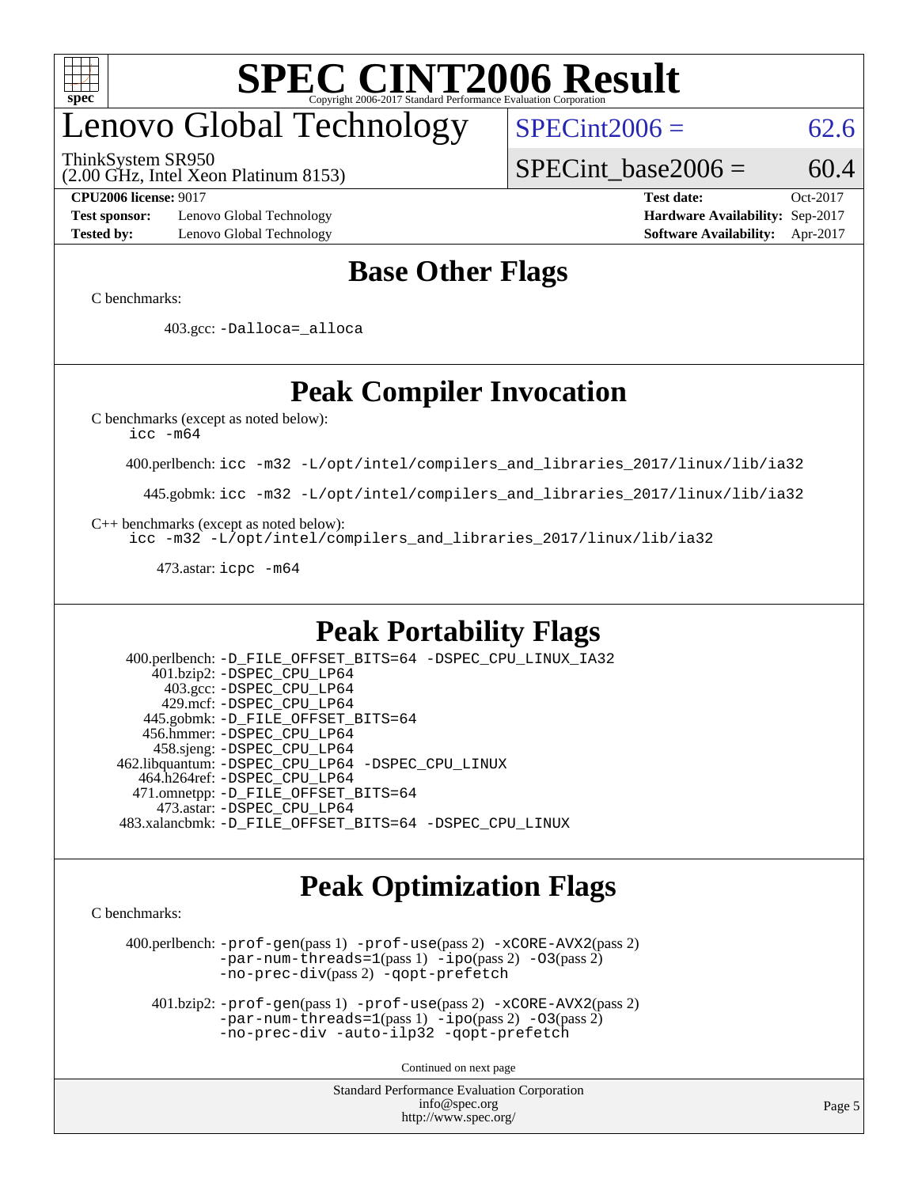# SPEC CINT2006 Result

Copyright 2006-2017 Standard Performance Evaluation Corporation

## Lenovo Global Technology

ThinkSystem SR950
(2.00 GHz, Intel Xeon Platinum 8153)

SPECint2006 = 62.6

SPECint_base2006 = 60.4

**CPU2006 license:** 9017
**Test sponsor:** Lenovo Global Technology
**Tested by:** Lenovo Global Technology

**Test date:** Oct-2017
**Hardware Availability:** Sep-2017
**Software Availability:** Apr-2017

## Base Other Flags

C benchmarks:

403.gcc: -Dalloca=_alloca

## Peak Compiler Invocation

C benchmarks (except as noted below):
icc -m64

400.perlbench: icc -m32 -L/opt/intel/compilers_and_libraries_2017/linux/lib/ia32

445.gobmk: icc -m32 -L/opt/intel/compilers_and_libraries_2017/linux/lib/ia32

C++ benchmarks (except as noted below):
icc -m32 -L/opt/intel/compilers_and_libraries_2017/linux/lib/ia32

473.astar: icpc -m64

## Peak Portability Flags

400.perlbench: -D_FILE_OFFSET_BITS=64 -DSPEC_CPU_LINUX_IA32
401.bzip2: -DSPEC_CPU_LP64
403.gcc: -DSPEC_CPU_LP64
429.mcf: -DSPEC_CPU_LP64
445.gobmk: -D_FILE_OFFSET_BITS=64
456.hmmer: -DSPEC_CPU_LP64
458.sjeng: -DSPEC_CPU_LP64
462.libquantum: -DSPEC_CPU_LP64 -DSPEC_CPU_LINUX
464.h264ref: -DSPEC_CPU_LP64
471.omnetpp: -D_FILE_OFFSET_BITS=64
473.astar: -DSPEC_CPU_LP64
483.xalancbmk: -D_FILE_OFFSET_BITS=64 -DSPEC_CPU_LINUX

## Peak Optimization Flags

C benchmarks:

400.perlbench: -prof-gen(pass 1) -prof-use(pass 2) -xCORE-AVX2(pass 2) -par-num-threads=1(pass 1) -ipo(pass 2) -O3(pass 2) -no-prec-div(pass 2) -qopt-prefetch

401.bzip2: -prof-gen(pass 1) -prof-use(pass 2) -xCORE-AVX2(pass 2) -par-num-threads=1(pass 1) -ipo(pass 2) -O3(pass 2) -no-prec-div -auto-ilp32 -qopt-prefetch

Continued on next page

Standard Performance Evaluation Corporation
info@spec.org
http://www.spec.org/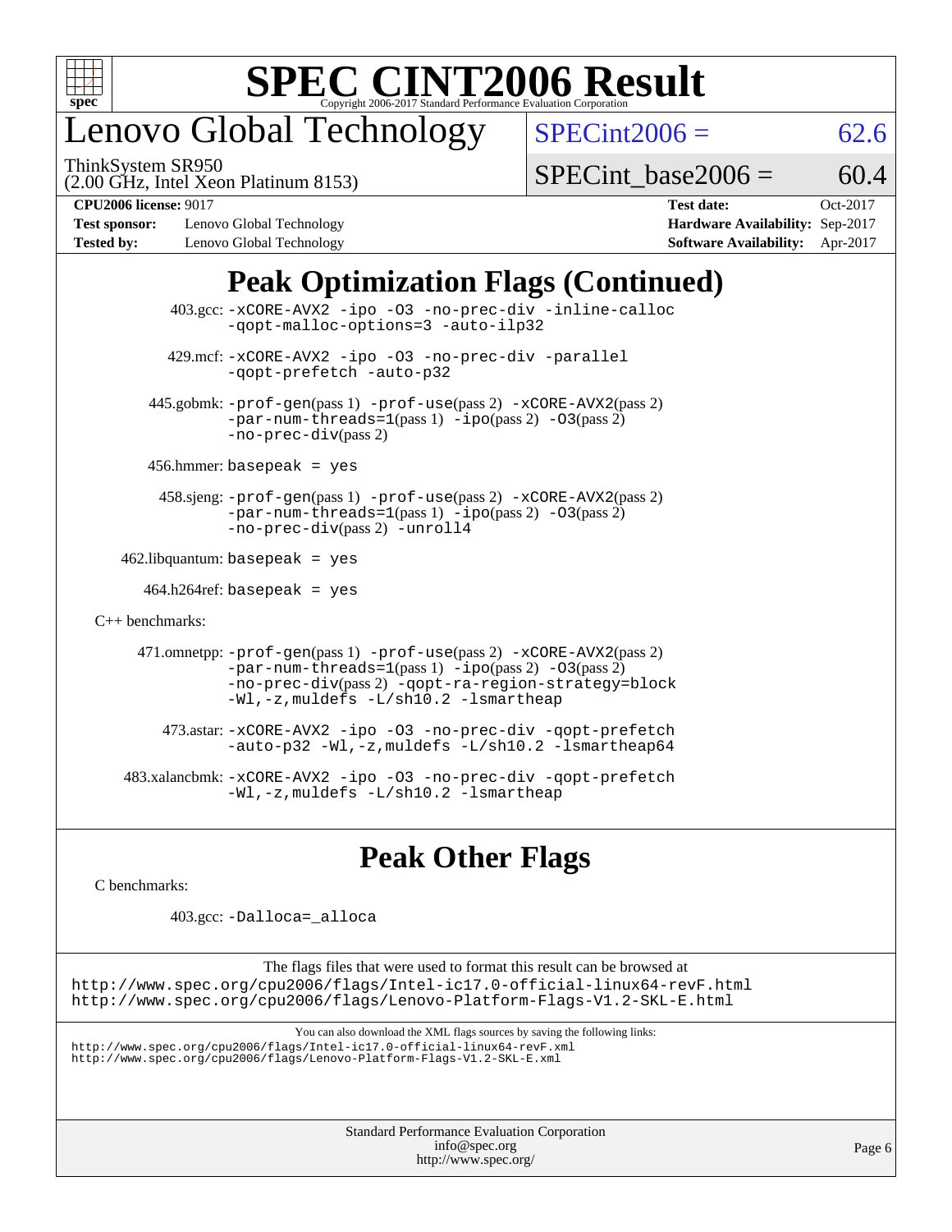# Lenovo Global Technology

ThinkSystem SR950
(2.00 GHz, Intel Xeon Platinum 8153)

SPECint2006 = 62.6

SPECint_base2006 = 60.4

**CPU2006 license:** 9017
**Test sponsor:** Lenovo Global Technology
**Tested by:** Lenovo Global Technology

**Test date:** Oct-2017
**Hardware Availability:** Sep-2017
**Software Availability:** Apr-2017

## Peak Optimization Flags (Continued)

403.gcc: -xCORE-AVX2 -ipo -O3 -no-prec-div -inline-calloc -qopt-malloc-options=3 -auto-ilp32

429.mcf: -xCORE-AVX2 -ipo -O3 -no-prec-div -parallel -qopt-prefetch -auto-p32

445.gobmk: -prof-gen(pass 1) -prof-use(pass 2) -xCORE-AVX2(pass 2) -par-num-threads=1(pass 1) -ipo(pass 2) -O3(pass 2) -no-prec-div(pass 2)

456.hmmer: basepeak = yes

458.sjeng: -prof-gen(pass 1) -prof-use(pass 2) -xCORE-AVX2(pass 2) -par-num-threads=1(pass 1) -ipo(pass 2) -O3(pass 2) -no-prec-div(pass 2) -unroll4

462.libquantum: basepeak = yes

464.h264ref: basepeak = yes

C++ benchmarks:

471.omnetpp: -prof-gen(pass 1) -prof-use(pass 2) -xCORE-AVX2(pass 2) -par-num-threads=1(pass 1) -ipo(pass 2) -O3(pass 2) -no-prec-div(pass 2) -qopt-ra-region-strategy=block -Wl,-z,muldefs -L/sh10.2 -lsmartheap

473.astar: -xCORE-AVX2 -ipo -O3 -no-prec-div -qopt-prefetch -auto-p32 -Wl,-z,muldefs -L/sh10.2 -lsmartheap64

483.xalancbmk: -xCORE-AVX2 -ipo -O3 -no-prec-div -qopt-prefetch -Wl,-z,muldefs -L/sh10.2 -lsmartheap

## Peak Other Flags

C benchmarks:

403.gcc: -Dalloca=_alloca

The flags files that were used to format this result can be browsed at
http://www.spec.org/cpu2006/flags/Intel-ic17.0-official-linux64-revF.html
http://www.spec.org/cpu2006/flags/Lenovo-Platform-Flags-V1.2-SKL-E.html

You can also download the XML flags sources by saving the following links:
http://www.spec.org/cpu2006/flags/Intel-ic17.0-official-linux64-revF.xml
http://www.spec.org/cpu2006/flags/Lenovo-Platform-Flags-V1.2-SKL-E.xml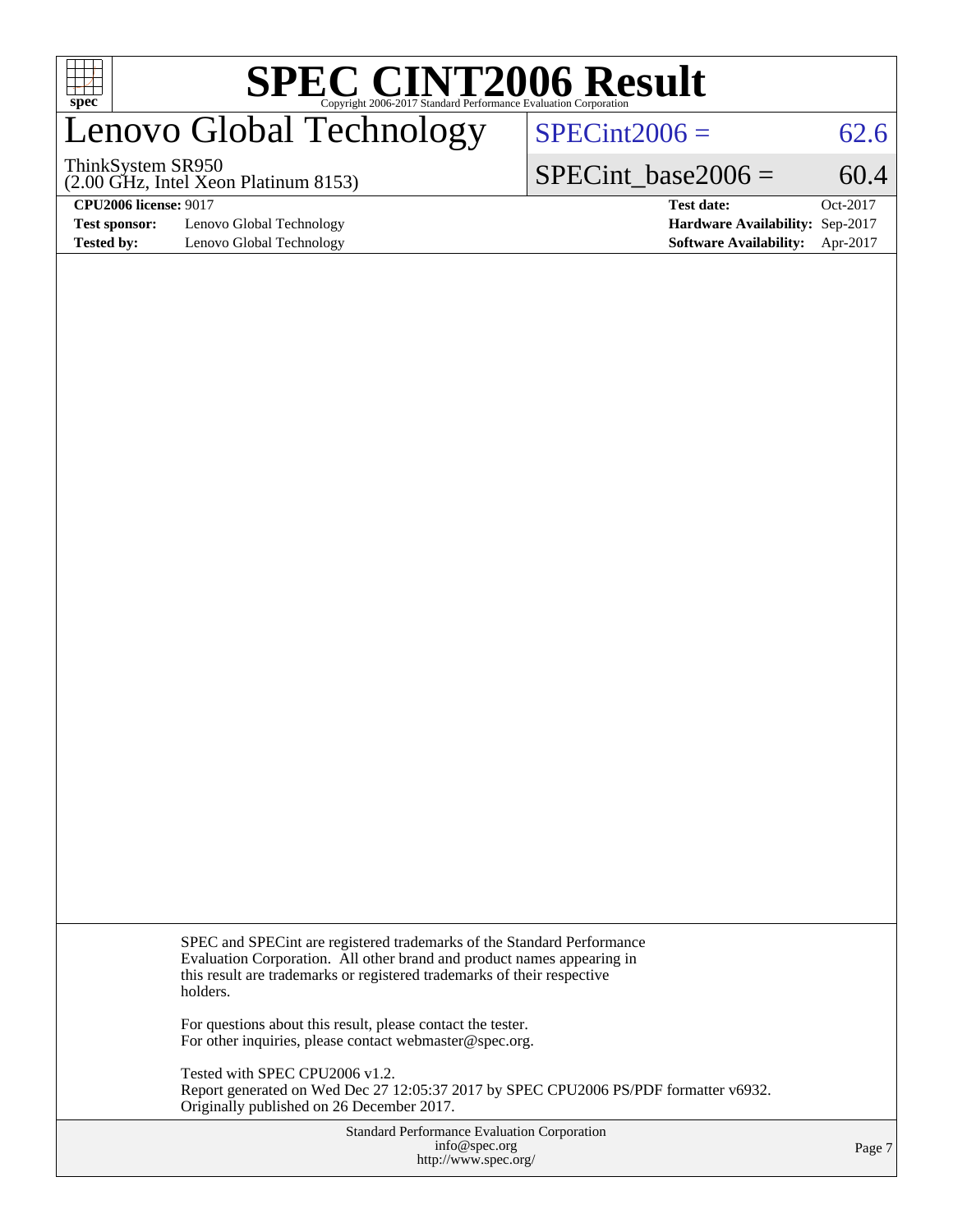SPEC and SPECint are registered trademarks of the Standard Performance Evaluation Corporation. All other brand and product names appearing in this result are trademarks or registered trademarks of their respective holders.

For questions about this result, please contact the tester.
For other inquiries, please contact webmaster@spec.org.

Tested with SPEC CPU2006 v1.2.
Report generated on Wed Dec 27 12:05:37 2017 by SPEC CPU2006 PS/PDF formatter v6932.
Originally published on 26 December 2017.